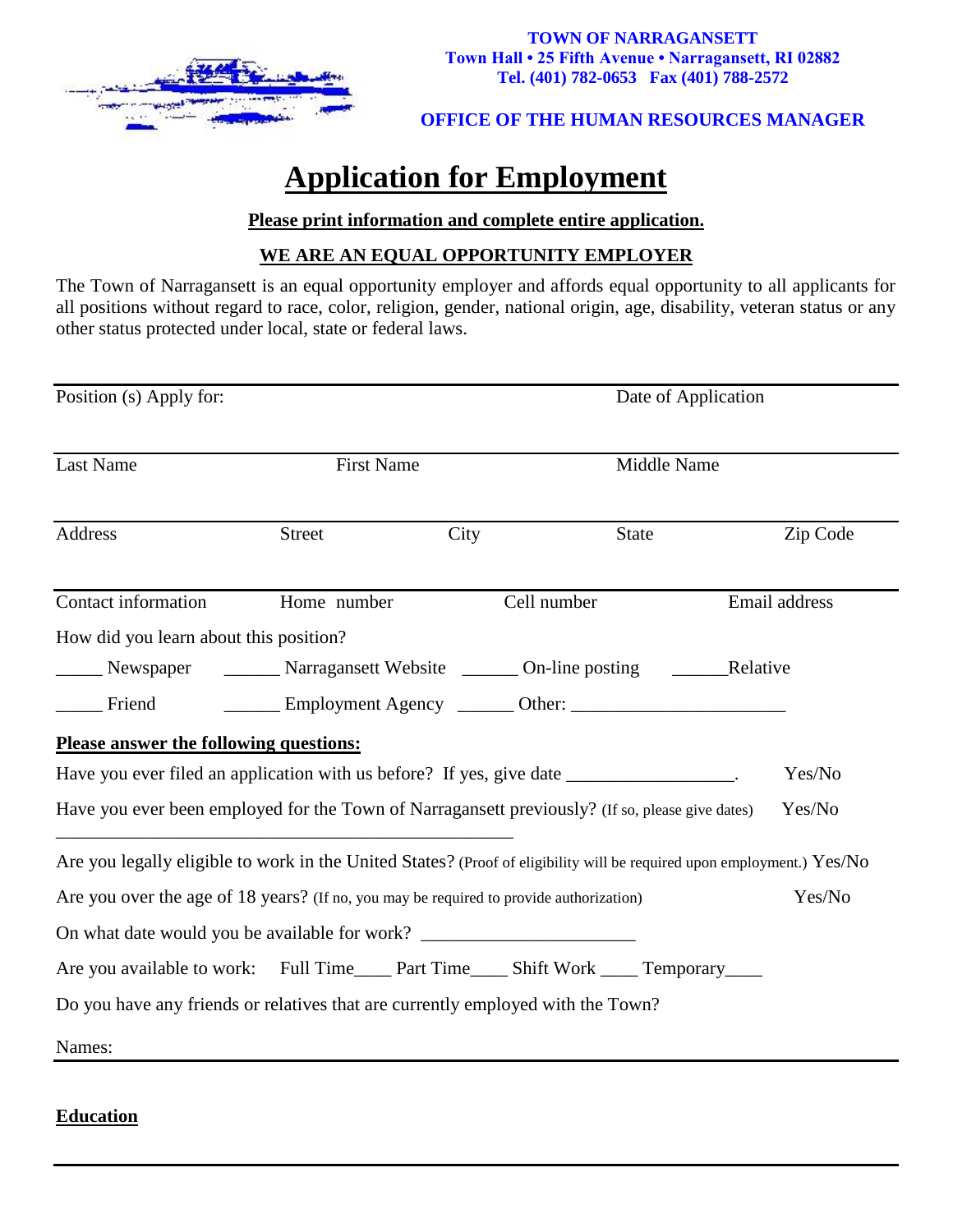**TOWN OF NARRAGANSETT**
**Town Hall • 25 Fifth Avenue • Narragansett, RI 02882**
**Tel. (401) 782-0653 Fax (401) 788-2572**

**OFFICE OF THE HUMAN RESOURCES MANAGER**

# Application for Employment

**Please print information and complete entire application.**

**WE ARE AN EQUAL OPPORTUNITY EMPLOYER**

The Town of Narragansett is an equal opportunity employer and affords equal opportunity to all applicants for all positions without regard to race, color, religion, gender, national origin, age, disability, veteran status or any other status protected under local, state or federal laws.

| Position (s) Apply for: | | | Date of Application | |
|---|---|---|---|---|
| Last Name | First Name | | Middle Name | |
| Address | Street | City | State | Zip Code |
| Contact information | Home number | Cell number | | Email address |

How did you learn about this position?

_____ Newspaper ______ Narragansett Website ______ On-line posting ______Relative

_____ Friend ______ Employment Agency ______ Other: ______________________

**Please answer the following questions:**

Have you ever filed an application with us before? If yes, give date _________________. Yes/No

Have you ever been employed for the Town of Narragansett previously? (If so, please give dates) Yes/No
_______________________________________________

Are you legally eligible to work in the United States? (Proof of eligibility will be required upon employment.) Yes/No

Are you over the age of 18 years? (If no, you may be required to provide authorization) Yes/No

On what date would you be available for work? ______________________

Are you available to work: Full Time____ Part Time____ Shift Work ____ Temporary____

Do you have any friends or relatives that are currently employed with the Town?

Names:

**Education**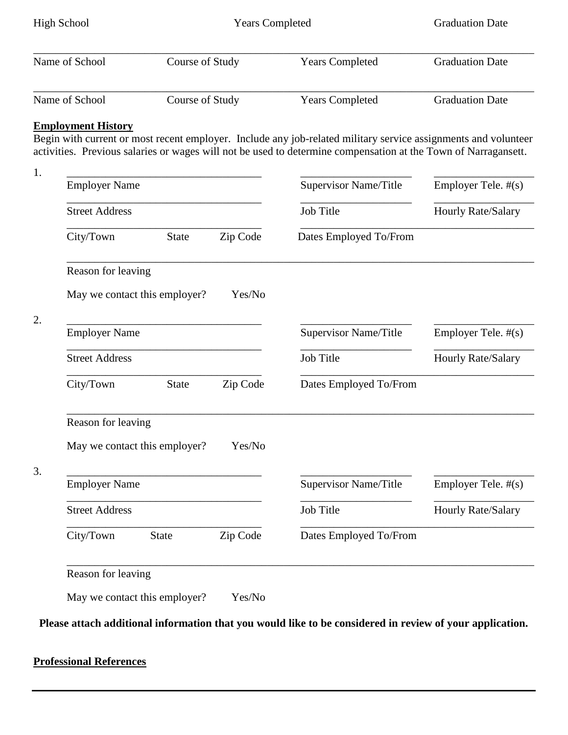High School Years Completed Graduation Date

| Name of School | Course of Study | Years Completed | Graduation Date |
|---|---|---|---|
| | | | |

| Name of School | Course of Study | Years Completed | Graduation Date |
|---|---|---|---|
| | | | |

**Employment History**

Begin with current or most recent employer. Include any job-related military service assignments and volunteer activities. Previous salaries or wages will not be used to determine compensation at the Town of Narragansett.

1.

| Employer Name | | | Supervisor Name/Title | Employer Tele. #(s) |
|---|---|---|---|---|
| Street Address | | | Job Title | Hourly Rate/Salary |
| City/Town | State | Zip Code | Dates Employed To/From | |

Reason for leaving

May we contact this employer? Yes/No

2.

| Employer Name | | | Supervisor Name/Title | Employer Tele. #(s) |
|---|---|---|---|---|
| Street Address | | | Job Title | Hourly Rate/Salary |
| City/Town | State | Zip Code | Dates Employed To/From | |

Reason for leaving

May we contact this employer? Yes/No

3.

| Employer Name | | | Supervisor Name/Title | Employer Tele. #(s) |
|---|---|---|---|---|
| Street Address | | | Job Title | Hourly Rate/Salary |
| City/Town | State | Zip Code | Dates Employed To/From | |

Reason for leaving

May we contact this employer? Yes/No

**Please attach additional information that you would like to be considered in review of your application.**

**Professional References**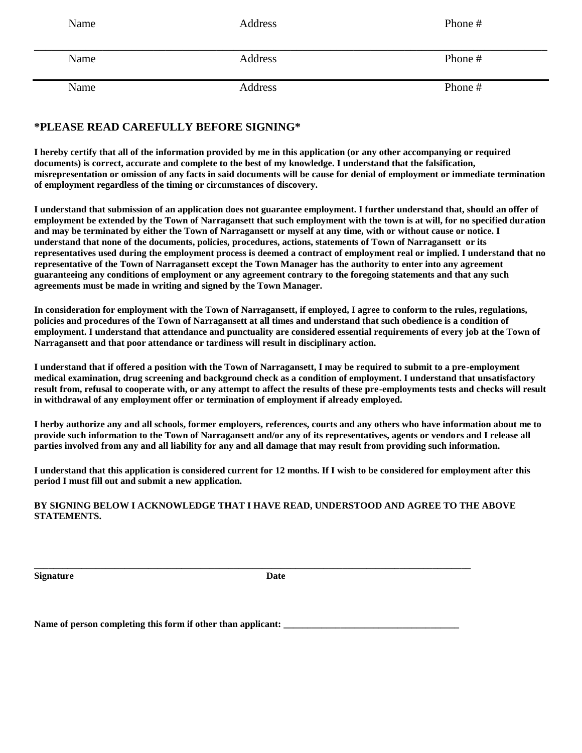| Name | Address | Phone # |
| --- | --- | --- |
| Name | Address | Phone # |
| Name | Address | Phone # |

## *PLEASE READ CAREFULLY BEFORE SIGNING*

**I hereby certify that all of the information provided by me in this application (or any other accompanying or required documents) is correct, accurate and complete to the best of my knowledge. I understand that the falsification, misrepresentation or omission of any facts in said documents will be cause for denial of employment or immediate termination of employment regardless of the timing or circumstances of discovery.**

**I understand that submission of an application does not guarantee employment. I further understand that, should an offer of employment be extended by the Town of Narragansett that such employment with the town is at will, for no specified duration and may be terminated by either the Town of Narragansett or myself at any time, with or without cause or notice. I understand that none of the documents, policies, procedures, actions, statements of Town of Narragansett or its representatives used during the employment process is deemed a contract of employment real or implied. I understand that no representative of the Town of Narragansett except the Town Manager has the authority to enter into any agreement guaranteeing any conditions of employment or any agreement contrary to the foregoing statements and that any such agreements must be made in writing and signed by the Town Manager.**

**In consideration for employment with the Town of Narragansett, if employed, I agree to conform to the rules, regulations, policies and procedures of the Town of Narragansett at all times and understand that such obedience is a condition of employment. I understand that attendance and punctuality are considered essential requirements of every job at the Town of Narragansett and that poor attendance or tardiness will result in disciplinary action.**

**I understand that if offered a position with the Town of Narragansett, I may be required to submit to a pre-employment medical examination, drug screening and background check as a condition of employment. I understand that unsatisfactory result from, refusal to cooperate with, or any attempt to affect the results of these pre-employments tests and checks will result in withdrawal of any employment offer or termination of employment if already employed.**

**I herby authorize any and all schools, former employers, references, courts and any others who have information about me to provide such information to the Town of Narragansett and/or any of its representatives, agents or vendors and I release all parties involved from any and all liability for any and all damage that may result from providing such information.**

**I understand that this application is considered current for 12 months. If I wish to be considered for employment after this period I must fill out and submit a new application.**

**BY SIGNING BELOW I ACKNOWLEDGE THAT I HAVE READ, UNDERSTOOD AND AGREE TO THE ABOVE STATEMENTS.**

_______________________________________________________________________________

**Signature** **Date**

**Name of person completing this form if other than applicant:** ____________________________________